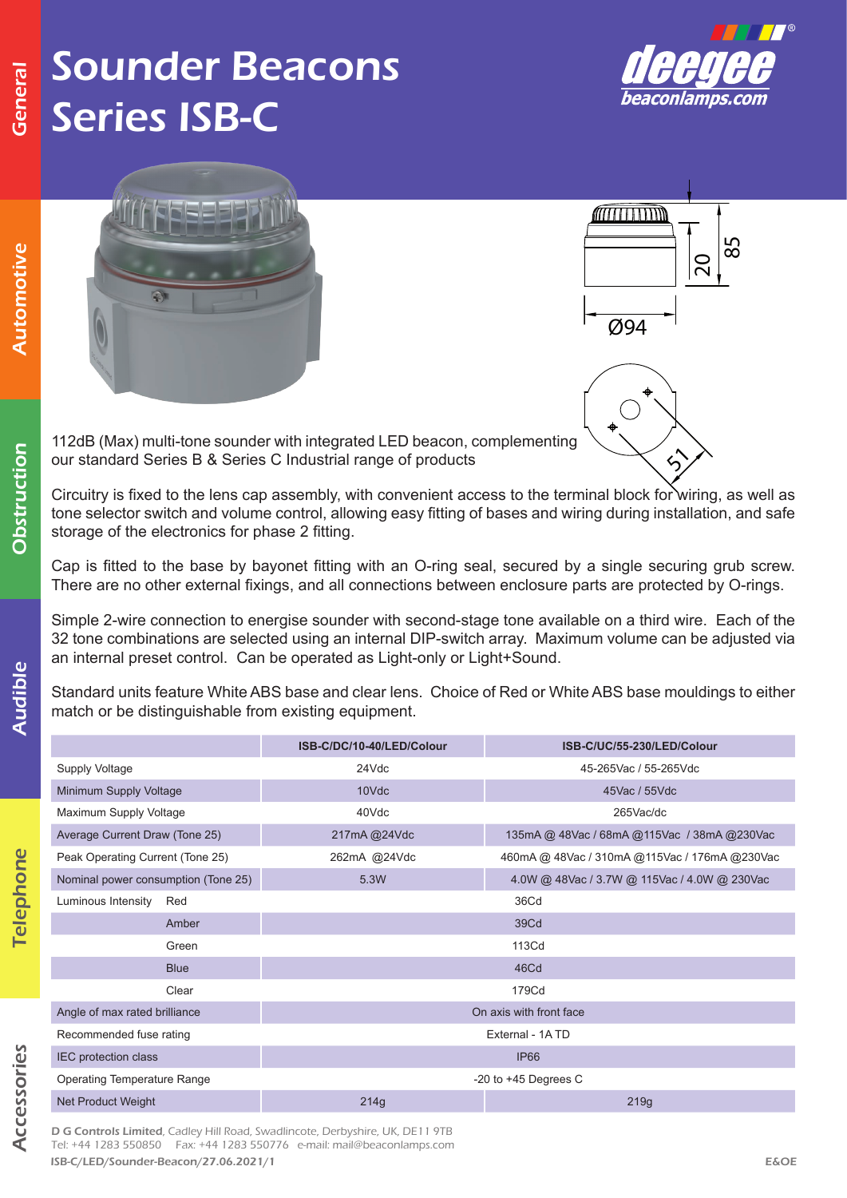# Sounder Beacons Series ISB-C

112dB (Max) multi-tone sounder with integrated LED beacon, complementing our standard Series B & Series C Industrial range of products

Circuitry is fixed to the lens cap assembly, with convenient access to the terminal block for wiring, as well as tone selector switch and volume control, allowing easy fitting of bases and wiring during installation, and safe storage of the electronics for phase 2 fitting.

Cap is fitted to the base by bayonet fitting with an O-ring seal, secured by a single securing grub screw. There are no other external fixings, and all connections between enclosure parts are protected by O-rings.

Simple 2-wire connection to energise sounder with second-stage tone available on a third wire. Each of the 32 tone combinations are selected using an internal DIP-switch array. Maximum volume can be adjusted via an internal preset control. Can be operated as Light-only or Light+Sound.

Standard units feature White ABS base and clear lens. Choice of Red or White ABS base mouldings to either match or be distinguishable from existing equipment.

| | ISB-C/DC/10-40/LED/Colour | ISB-C/UC/55-230/LED/Colour |
|---|---|---|
| Supply Voltage | 24Vdc | 45-265Vac / 55-265Vdc |
| Minimum Supply Voltage | 10Vdc | 45Vac / 55Vdc |
| Maximum Supply Voltage | 40Vdc | 265Vac/dc |
| Average Current Draw (Tone 25) | 217mA @24Vdc | 135mA @ 48Vac / 68mA @115Vac / 38mA @230Vac |
| Peak Operating Current (Tone 25) | 262mA @24Vdc | 460mA @ 48Vac / 310mA @115Vac / 176mA @230Vac |
| Nominal power consumption (Tone 25) | 5.3W | 4.0W @ 48Vac / 3.7W @ 115Vac / 4.0W @ 230Vac |
| Luminous Intensity Red | 36Cd | |
| Amber | 39Cd | |
| Green | 113Cd | |
| Blue | 46Cd | |
| Clear | 179Cd | |
| Angle of max rated brilliance | On axis with front face | |
| Recommended fuse rating | External - 1A TD | |
| IEC protection class | IP66 | |
| Operating Temperature Range | -20 to +45 Degrees C | |
| Net Product Weight | 214g | 219g |

**D G Controls Limited**, Cadley Hill Road, Swadlincote, Derbyshire, UK, DE11 9TB
Tel: +44 1283 550850 Fax: +44 1283 550776 e-mail: mail@beaconlamps.com
ISB-C/LED/Sounder-Beacon/27.06.2021/1

E&OE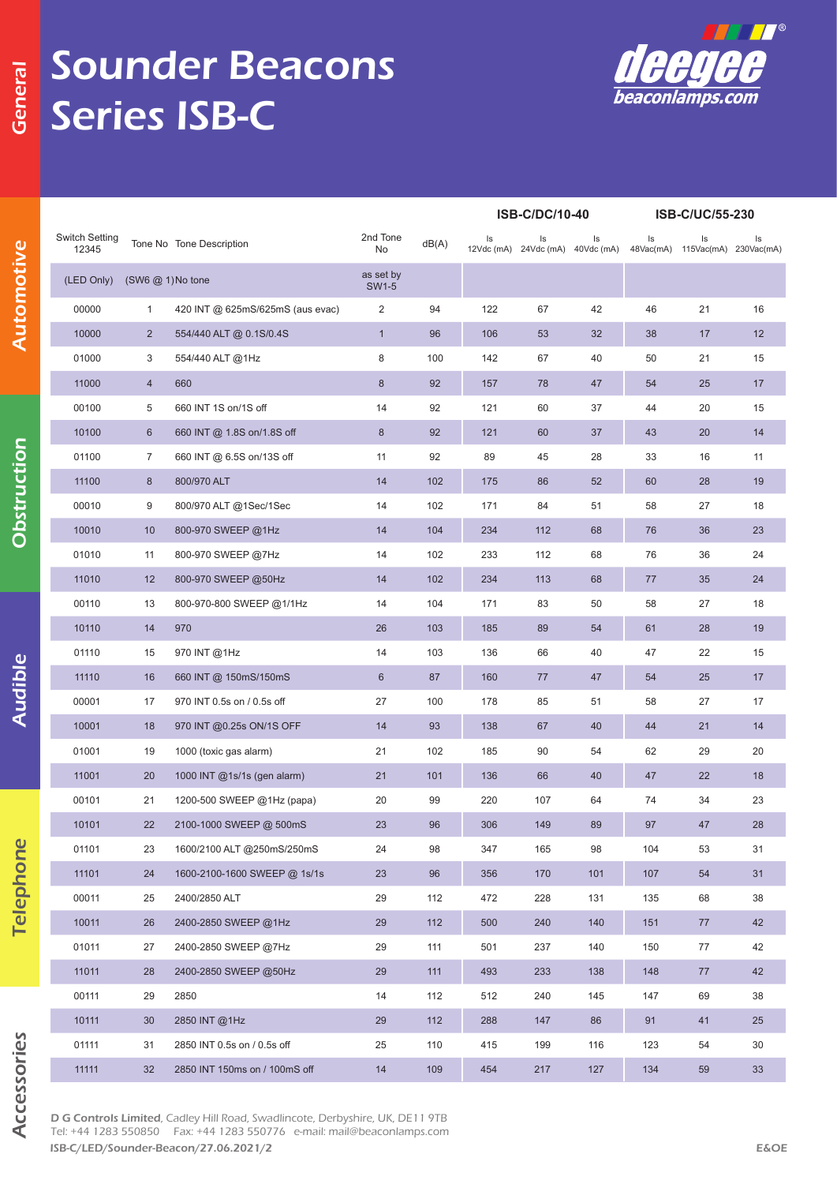# Sounder Beacons Series ISB-C

| Switch Setting 12345 | Tone No | Tone Description | 2nd Tone No | dB(A) | ISB-C/DC/10-40 Is 12Vdc (mA) | Is 24Vdc (mA) | Is 40Vdc (mA) | ISB-C/UC/55-230 Is 48Vac(mA) | Is 115Vac(mA) | Is 230Vac(mA) |
|---|---|---|---|---|---|---|---|---|---|---|
| (LED Only) | (SW6 @ 1) | No tone | as set by SW1-5 | | | | | | | |
| 00000 | 1 | 420 INT @ 625mS/625mS (aus evac) | 2 | 94 | 122 | 67 | 42 | 46 | 21 | 16 |
| 10000 | 2 | 554/440 ALT @ 0.1S/0.4S | 1 | 96 | 106 | 53 | 32 | 38 | 17 | 12 |
| 01000 | 3 | 554/440 ALT @1Hz | 8 | 100 | 142 | 67 | 40 | 50 | 21 | 15 |
| 11000 | 4 | 660 | 8 | 92 | 157 | 78 | 47 | 54 | 25 | 17 |
| 00100 | 5 | 660 INT 1S on/1S off | 14 | 92 | 121 | 60 | 37 | 44 | 20 | 15 |
| 10100 | 6 | 660 INT @ 1.8S on/1.8S off | 8 | 92 | 121 | 60 | 37 | 43 | 20 | 14 |
| 01100 | 7 | 660 INT @ 6.5S on/13S off | 11 | 92 | 89 | 45 | 28 | 33 | 16 | 11 |
| 11100 | 8 | 800/970 ALT | 14 | 102 | 175 | 86 | 52 | 60 | 28 | 19 |
| 00010 | 9 | 800/970 ALT @1Sec/1Sec | 14 | 102 | 171 | 84 | 51 | 58 | 27 | 18 |
| 10010 | 10 | 800-970 SWEEP @1Hz | 14 | 104 | 234 | 112 | 68 | 76 | 36 | 23 |
| 01010 | 11 | 800-970 SWEEP @7Hz | 14 | 102 | 233 | 112 | 68 | 76 | 36 | 24 |
| 11010 | 12 | 800-970 SWEEP @50Hz | 14 | 102 | 234 | 113 | 68 | 77 | 35 | 24 |
| 00110 | 13 | 800-970-800 SWEEP @1/1Hz | 14 | 104 | 171 | 83 | 50 | 58 | 27 | 18 |
| 10110 | 14 | 970 | 26 | 103 | 185 | 89 | 54 | 61 | 28 | 19 |
| 01110 | 15 | 970 INT @1Hz | 14 | 103 | 136 | 66 | 40 | 47 | 22 | 15 |
| 11110 | 16 | 660 INT @ 150mS/150mS | 6 | 87 | 160 | 77 | 47 | 54 | 25 | 17 |
| 00001 | 17 | 970 INT 0.5s on / 0.5s off | 27 | 100 | 178 | 85 | 51 | 58 | 27 | 17 |
| 10001 | 18 | 970 INT @0.25s ON/1S OFF | 14 | 93 | 138 | 67 | 40 | 44 | 21 | 14 |
| 01001 | 19 | 1000 (toxic gas alarm) | 21 | 102 | 185 | 90 | 54 | 62 | 29 | 20 |
| 11001 | 20 | 1000 INT @1s/1s (gen alarm) | 21 | 101 | 136 | 66 | 40 | 47 | 22 | 18 |
| 00101 | 21 | 1200-500 SWEEP @1Hz (papa) | 20 | 99 | 220 | 107 | 64 | 74 | 34 | 23 |
| 10101 | 22 | 2100-1000 SWEEP @ 500mS | 23 | 96 | 306 | 149 | 89 | 97 | 47 | 28 |
| 01101 | 23 | 1600/2100 ALT @250mS/250mS | 24 | 98 | 347 | 165 | 98 | 104 | 53 | 31 |
| 11101 | 24 | 1600-2100-1600 SWEEP @ 1s/1s | 23 | 96 | 356 | 170 | 101 | 107 | 54 | 31 |
| 00011 | 25 | 2400/2850 ALT | 29 | 112 | 472 | 228 | 131 | 135 | 68 | 38 |
| 10011 | 26 | 2400-2850 SWEEP @1Hz | 29 | 112 | 500 | 240 | 140 | 151 | 77 | 42 |
| 01011 | 27 | 2400-2850 SWEEP @7Hz | 29 | 111 | 501 | 237 | 140 | 150 | 77 | 42 |
| 11011 | 28 | 2400-2850 SWEEP @50Hz | 29 | 111 | 493 | 233 | 138 | 148 | 77 | 42 |
| 00111 | 29 | 2850 | 14 | 112 | 512 | 240 | 145 | 147 | 69 | 38 |
| 10111 | 30 | 2850 INT @1Hz | 29 | 112 | 288 | 147 | 86 | 91 | 41 | 25 |
| 01111 | 31 | 2850 INT 0.5s on / 0.5s off | 25 | 110 | 415 | 199 | 116 | 123 | 54 | 30 |
| 11111 | 32 | 2850 INT 150ms on / 100mS off | 14 | 109 | 454 | 217 | 127 | 134 | 59 | 33 |

**D G Controls Limited**, Cadley Hill Road, Swadlincote, Derbyshire, UK, DE11 9TB
Tel: +44 1283 550850 Fax: +44 1283 550776 e-mail: mail@beaconlamps.com

ISB-C/LED/Sounder-Beacon/27.06.2021/2

E&OE